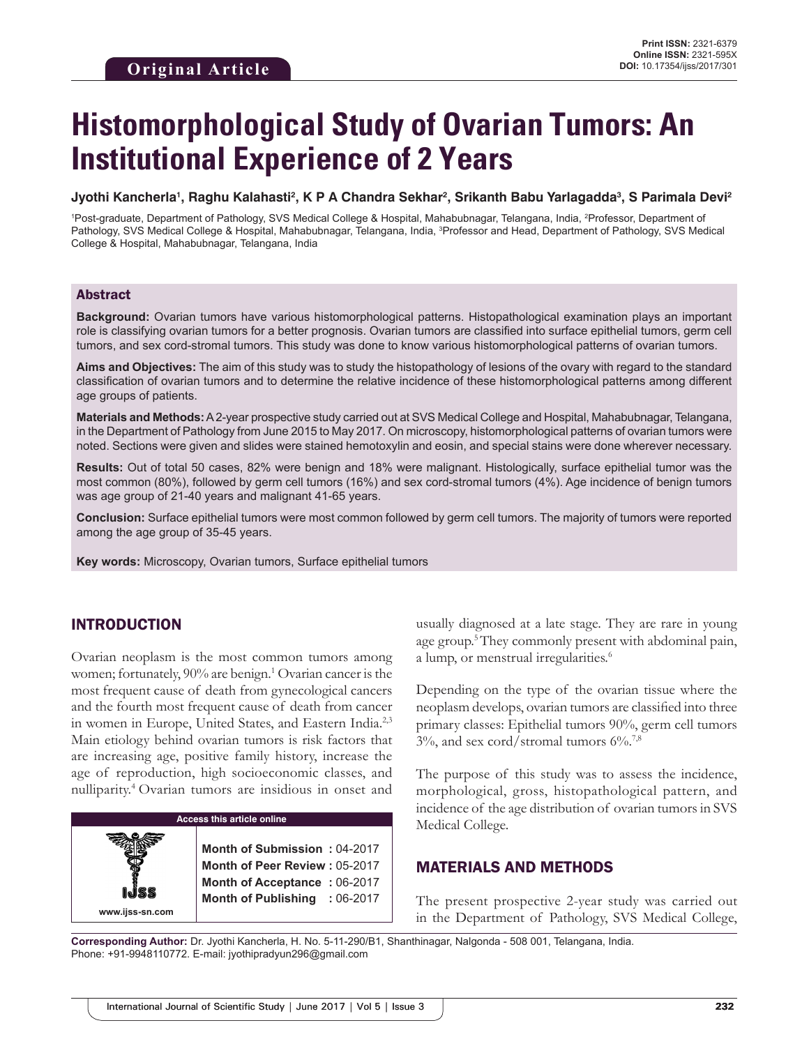Original Article

Print ISSN: 2321-6379
Online ISSN: 2321-595X
DOI: 10.17354/ijss/2017/301

# Histomorphological Study of Ovarian Tumors: An Institutional Experience of 2 Years

**Jyothi Kancherla[1], Raghu Kalahasti[2], K P A Chandra Sekhar[2], Srikanth Babu Yarlagadda[3], S Parimala Devi[2]**

[1]Post-graduate, Department of Pathology, SVS Medical College & Hospital, Mahabubnagar, Telangana, India, [2]Professor, Department of Pathology, SVS Medical College & Hospital, Mahabubnagar, Telangana, India, [3]Professor and Head, Department of Pathology, SVS Medical College & Hospital, Mahabubnagar, Telangana, India

## Abstract

**Background:** Ovarian tumors have various histomorphological patterns. Histopathological examination plays an important role is classifying ovarian tumors for a better prognosis. Ovarian tumors are classified into surface epithelial tumors, germ cell tumors, and sex cord-stromal tumors. This study was done to know various histomorphological patterns of ovarian tumors.

**Aims and Objectives:** The aim of this study was to study the histopathology of lesions of the ovary with regard to the standard classification of ovarian tumors and to determine the relative incidence of these histomorphological patterns among different age groups of patients.

**Materials and Methods:** A 2-year prospective study carried out at SVS Medical College and Hospital, Mahabubnagar, Telangana, in the Department of Pathology from June 2015 to May 2017. On microscopy, histomorphological patterns of ovarian tumors were noted. Sections were given and slides were stained hemotoxylin and eosin, and special stains were done wherever necessary.

**Results:** Out of total 50 cases, 82% were benign and 18% were malignant. Histologically, surface epithelial tumor was the most common (80%), followed by germ cell tumors (16%) and sex cord-stromal tumors (4%). Age incidence of benign tumors was age group of 21-40 years and malignant 41-65 years.

**Conclusion:** Surface epithelial tumors were most common followed by germ cell tumors. The majority of tumors were reported among the age group of 35-45 years.

**Key words:** Microscopy, Ovarian tumors, Surface epithelial tumors

## INTRODUCTION

Ovarian neoplasm is the most common tumors among women; fortunately, 90% are benign.[1] Ovarian cancer is the most frequent cause of death from gynecological cancers and the fourth most frequent cause of death from cancer in women in Europe, United States, and Eastern India.[2,3] Main etiology behind ovarian tumors is risk factors that are increasing age, positive family history, increase the age of reproduction, high socioeconomic classes, and nulliparity.[4] Ovarian tumors are insidious in onset and usually diagnosed at a late stage. They are rare in young age group.[5] They commonly present with abdominal pain, a lump, or menstrual irregularities.[6]

Depending on the type of the ovarian tissue where the neoplasm develops, ovarian tumors are classified into three primary classes: Epithelial tumors 90%, germ cell tumors 3%, and sex cord/stromal tumors 6%.[7,8]

The purpose of this study was to assess the incidence, morphological, gross, histopathological pattern, and incidence of the age distribution of ovarian tumors in SVS Medical College.

| Access this article online | |
|---|---|
| www.ijss-sn.com | **Month of Submission :** 04-2017<br>**Month of Peer Review :** 05-2017<br>**Month of Acceptance :** 06-2017<br>**Month of Publishing :** 06-2017 |

## MATERIALS AND METHODS

The present prospective 2-year study was carried out in the Department of Pathology, SVS Medical College,

**Corresponding Author:** Dr. Jyothi Kancherla, H. No. 5-11-290/B1, Shanthinagar, Nalgonda - 508 001, Telangana, India. Phone: +91-9948110772. E-mail: jyothipradyun296@gmail.com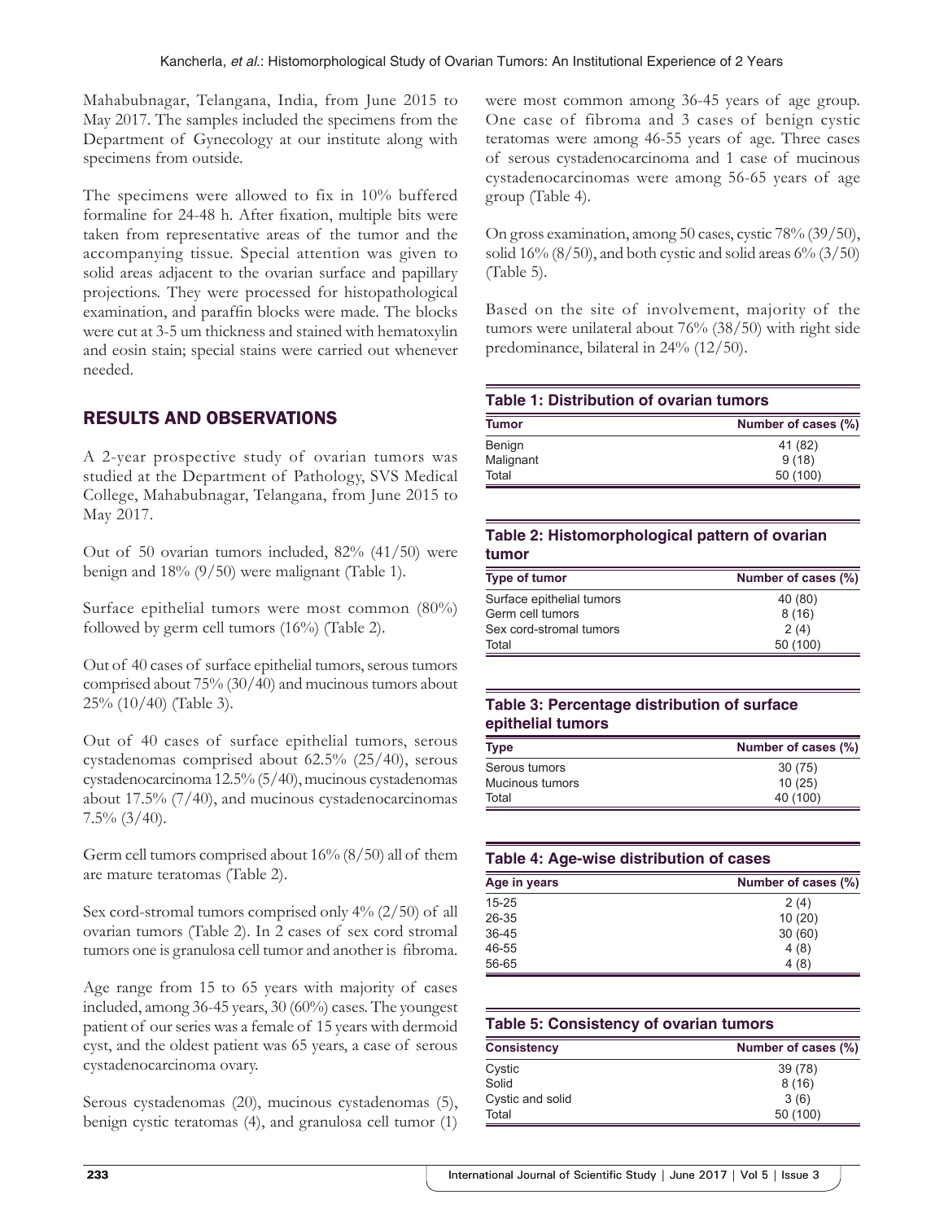Mahabubnagar, Telangana, India, from June 2015 to May 2017. The samples included the specimens from the Department of Gynecology at our institute along with specimens from outside.

The specimens were allowed to fix in 10% buffered formaline for 24-48 h. After fixation, multiple bits were taken from representative areas of the tumor and the accompanying tissue. Special attention was given to solid areas adjacent to the ovarian surface and papillary projections. They were processed for histopathological examination, and paraffin blocks were made. The blocks were cut at 3-5 um thickness and stained with hematoxylin and eosin stain; special stains were carried out whenever needed.

## RESULTS AND OBSERVATIONS

A 2-year prospective study of ovarian tumors was studied at the Department of Pathology, SVS Medical College, Mahabubnagar, Telangana, from June 2015 to May 2017.

Out of 50 ovarian tumors included, 82% (41/50) were benign and 18% (9/50) were malignant (Table 1).

Surface epithelial tumors were most common (80%) followed by germ cell tumors (16%) (Table 2).

Out of 40 cases of surface epithelial tumors, serous tumors comprised about 75% (30/40) and mucinous tumors about 25% (10/40) (Table 3).

Out of 40 cases of surface epithelial tumors, serous cystadenomas comprised about 62.5% (25/40), serous cystadenocarcinoma 12.5% (5/40), mucinous cystadenomas about 17.5% (7/40), and mucinous cystadenocarcinomas 7.5% (3/40).

Germ cell tumors comprised about 16% (8/50) all of them are mature teratomas (Table 2).

Sex cord-stromal tumors comprised only 4% (2/50) of all ovarian tumors (Table 2). In 2 cases of sex cord stromal tumors one is granulosa cell tumor and another is fibroma.

Age range from 15 to 65 years with majority of cases included, among 36-45 years, 30 (60%) cases. The youngest patient of our series was a female of 15 years with dermoid cyst, and the oldest patient was 65 years, a case of serous cystadenocarcinoma ovary.

Serous cystadenomas (20), mucinous cystadenomas (5), benign cystic teratomas (4), and granulosa cell tumor (1) were most common among 36-45 years of age group. One case of fibroma and 3 cases of benign cystic teratomas were among 46-55 years of age. Three cases of serous cystadenocarcinoma and 1 case of mucinous cystadenocarcinomas were among 56-65 years of age group (Table 4).

On gross examination, among 50 cases, cystic 78% (39/50), solid 16% (8/50), and both cystic and solid areas 6% (3/50) (Table 5).

Based on the site of involvement, majority of the tumors were unilateral about 76% (38/50) with right side predominance, bilateral in 24% (12/50).

**Table 1: Distribution of ovarian tumors**

| Tumor | Number of cases (%) |
|---|---|
| Benign | 41 (82) |
| Malignant | 9 (18) |
| Total | 50 (100) |

**Table 2: Histomorphological pattern of ovarian tumor**

| Type of tumor | Number of cases (%) |
|---|---|
| Surface epithelial tumors | 40 (80) |
| Germ cell tumors | 8 (16) |
| Sex cord-stromal tumors | 2 (4) |
| Total | 50 (100) |

**Table 3: Percentage distribution of surface epithelial tumors**

| Type | Number of cases (%) |
|---|---|
| Serous tumors | 30 (75) |
| Mucinous tumors | 10 (25) |
| Total | 40 (100) |

**Table 4: Age-wise distribution of cases**

| Age in years | Number of cases (%) |
|---|---|
| 15-25 | 2 (4) |
| 26-35 | 10 (20) |
| 36-45 | 30 (60) |
| 46-55 | 4 (8) |
| 56-65 | 4 (8) |

**Table 5: Consistency of ovarian tumors**

| Consistency | Number of cases (%) |
|---|---|
| Cystic | 39 (78) |
| Solid | 8 (16) |
| Cystic and solid | 3 (6) |
| Total | 50 (100) |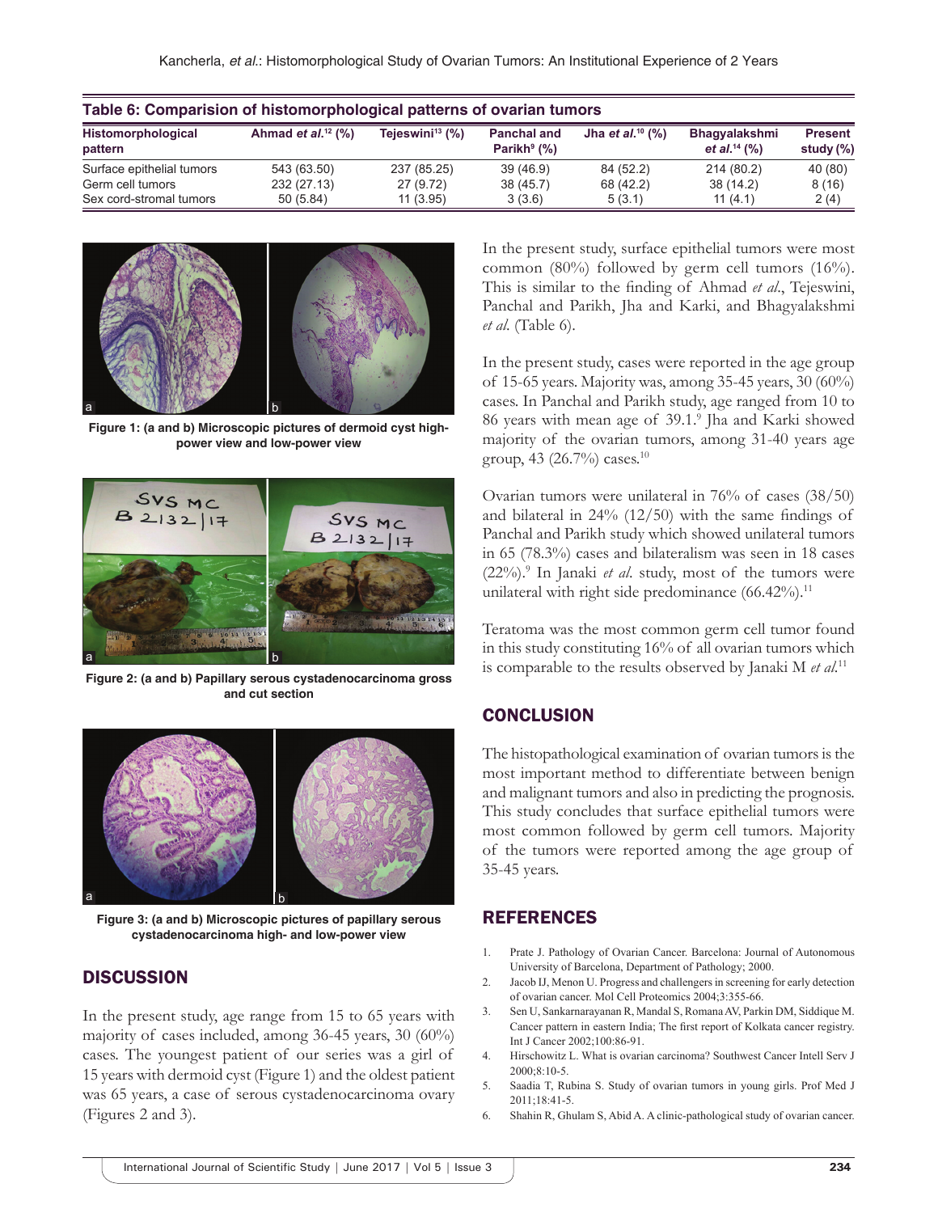**Table 6: Comparision of histomorphological patterns of ovarian tumors**

| Histomorphological pattern | Ahmad *et al.*[12] (%) | Tejeswini[13] (%) | Panchal and Parikh[9] (%) | Jha *et al.*[10] (%) | Bhagyalakshmi *et al.*[14] (%) | Present study (%) |
|---|---|---|---|---|---|---|
| Surface epithelial tumors | 543 (63.50) | 237 (85.25) | 39 (46.9) | 84 (52.2) | 214 (80.2) | 40 (80) |
| Germ cell tumors | 232 (27.13) | 27 (9.72) | 38 (45.7) | 68 (42.2) | 38 (14.2) | 8 (16) |
| Sex cord-stromal tumors | 50 (5.84) | 11 (3.95) | 3 (3.6) | 5 (3.1) | 11 (4.1) | 2 (4) |

**Figure 1: (a and b) Microscopic pictures of dermoid cyst high-power view and low-power view**

**Figure 2: (a and b) Papillary serous cystadenocarcinoma gross and cut section**

**Figure 3: (a and b) Microscopic pictures of papillary serous cystadenocarcinoma high- and low-power view**

## DISCUSSION

In the present study, age range from 15 to 65 years with majority of cases included, among 36-45 years, 30 (60%) cases. The youngest patient of our series was a girl of 15 years with dermoid cyst (Figure 1) and the oldest patient was 65 years, a case of serous cystadenocarcinoma ovary (Figures 2 and 3).

In the present study, surface epithelial tumors were most common (80%) followed by germ cell tumors (16%). This is similar to the finding of Ahmad *et al*., Tejeswini, Panchal and Parikh, Jha and Karki, and Bhagyalakshmi *et al*. (Table 6).

In the present study, cases were reported in the age group of 15-65 years. Majority was, among 35-45 years, 30 (60%) cases. In Panchal and Parikh study, age ranged from 10 to 86 years with mean age of 39.1.[9] Jha and Karki showed majority of the ovarian tumors, among 31-40 years age group, 43 (26.7%) cases.[10]

Ovarian tumors were unilateral in 76% of cases (38/50) and bilateral in 24% (12/50) with the same findings of Panchal and Parikh study which showed unilateral tumors in 65 (78.3%) cases and bilateralism was seen in 18 cases (22%).[9] In Janaki *et al.* study, most of the tumors were unilateral with right side predominance (66.42%).[11]

Teratoma was the most common germ cell tumor found in this study constituting 16% of all ovarian tumors which is comparable to the results observed by Janaki M *et al*.[11]

## CONCLUSION

The histopathological examination of ovarian tumors is the most important method to differentiate between benign and malignant tumors and also in predicting the prognosis. This study concludes that surface epithelial tumors were most common followed by germ cell tumors. Majority of the tumors were reported among the age group of 35-45 years.

## REFERENCES

1. Prate J. Pathology of Ovarian Cancer. Barcelona: Journal of Autonomous University of Barcelona, Department of Pathology; 2000.
2. Jacob IJ, Menon U. Progress and challengers in screening for early detection of ovarian cancer. Mol Cell Proteomics 2004;3:355-66.
3. Sen U, Sankarnarayanan R, Mandal S, Romana AV, Parkin DM, Siddique M. Cancer pattern in eastern India; The first report of Kolkata cancer registry. Int J Cancer 2002;100:86-91.
4. Hirschowitz L. What is ovarian carcinoma? Southwest Cancer Intell Serv J 2000;8:10-5.
5. Saadia T, Rubina S. Study of ovarian tumors in young girls. Prof Med J 2011;18:41-5.
6. Shahin R, Ghulam S, Abid A. A clinic-pathological study of ovarian cancer.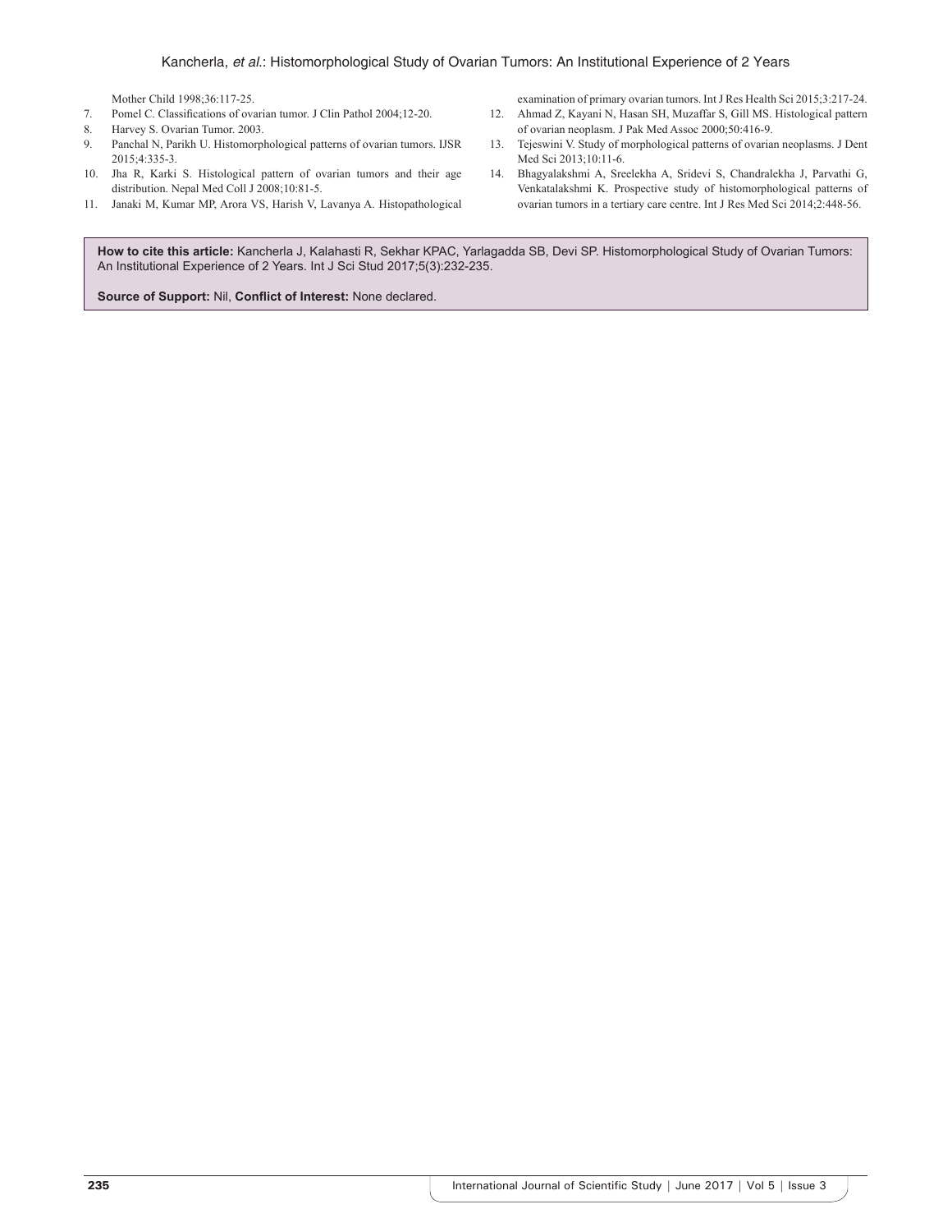Mother Child 1998;36:117-25.

7. Pomel C. Classifications of ovarian tumor. J Clin Pathol 2004;12-20.
8. Harvey S. Ovarian Tumor. 2003.
9. Panchal N, Parikh U. Histomorphological patterns of ovarian tumors. IJSR 2015;4:335-3.
10. Jha R, Karki S. Histological pattern of ovarian tumors and their age distribution. Nepal Med Coll J 2008;10:81-5.
11. Janaki M, Kumar MP, Arora VS, Harish V, Lavanya A. Histopathological examination of primary ovarian tumors. Int J Res Health Sci 2015;3:217-24.
12. Ahmad Z, Kayani N, Hasan SH, Muzaffar S, Gill MS. Histological pattern of ovarian neoplasm. J Pak Med Assoc 2000;50:416-9.
13. Tejeswini V. Study of morphological patterns of ovarian neoplasms. J Dent Med Sci 2013;10:11-6.
14. Bhagyalakshmi A, Sreelekha A, Sridevi S, Chandralekha J, Parvathi G, Venkatalakshmi K. Prospective study of histomorphological patterns of ovarian tumors in a tertiary care centre. Int J Res Med Sci 2014;2:448-56.

**How to cite this article:** Kancherla J, Kalahasti R, Sekhar KPAC, Yarlagadda SB, Devi SP. Histomorphological Study of Ovarian Tumors: An Institutional Experience of 2 Years. Int J Sci Stud 2017;5(3):232-235.

**Source of Support:** Nil, **Conflict of Interest:** None declared.